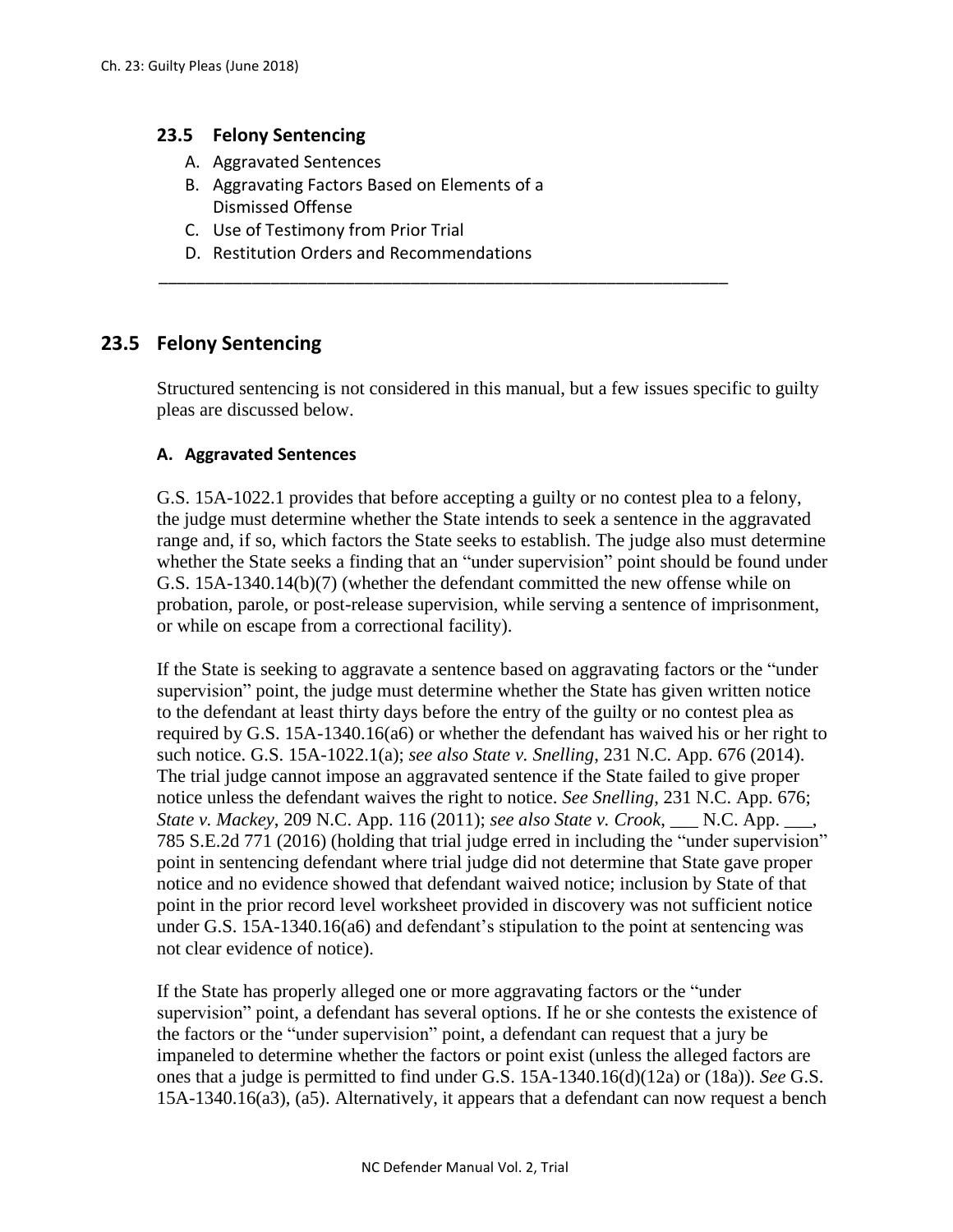## 23.5 Felony Sensing

A. Aggravated Sentences
B. Aggravating Factors Based on Elements of a Dismissed Offense
C. Use of Testimony from Prior Trial
D. Restitution Orders and Recommendations

---

## 23.5 Felony Sentencing

Structured sentencing is not considered in this manual, but a few issues specific to guilty pleas are discussed below.

### A. Aggravated Sentences

G.S. 15A-1022.1 provides that before accepting a guilty or no contest plea to a felony, the judge must determine whether the State intends to seek a sentence in the aggravated range and, if so, which factors the State seeks to establish. The judge also must determine whether the State seeks a finding that an "under supervision" point should be found under G.S. 15A-1340.14(b)(7) (whether the defendant committed the new offense while on probation, parole, or post-release supervision, while serving a sentence of imprisonment, or while on escape from a correctional facility).

If the State is seeking to aggravate a sentence based on aggravating factors or the "under supervision" point, the judge must determine whether the State has given written notice to the defendant at least thirty days before the entry of the guilty or no contest plea as required by G.S. 15A-1340.16(a6) or whether the defendant has waived his or her right to such notice. G.S. 15A-1022.1(a); *see also State v. Snelling*, 231 N.C. App. 676 (2014). The trial judge cannot impose an aggravated sentence if the State failed to give proper notice unless the defendant waives the right to notice. *See Snelling*, 231 N.C. App. 676; *State v. Mackey*, 209 N.C. App. 116 (2011); *see also State v. Crook*, ___ N.C. App. ___, 785 S.E.2d 771 (2016) (holding that trial judge erred in including the "under supervision" point in sentencing defendant where trial judge did not determine that State gave proper notice and no evidence showed that defendant waived notice; inclusion by State of that point in the prior record level worksheet provided in discovery was not sufficient notice under G.S. 15A-1340.16(a6) and defendant's stipulation to the point at sentencing was not clear evidence of notice).

If the State has properly alleged one or more aggravating factors or the "under supervision" point, a defendant has several options. If he or she contests the existence of the factors or the "under supervision" point, a defendant can request that a jury be impaneled to determine whether the factors or point exist (unless the alleged factors are ones that a judge is permitted to find under G.S. 15A-1340.16(d)(12a) or (18a)). *See* G.S. 15A-1340.16(a3), (a5). Alternatively, it appears that a defendant can now request a bench

## 23.5 Felony Sentencing

A. Aggravated Sentences
B. Aggravating Factors Based on Elements of a Dismissed Offense
C. Use of Testimony from Prior Trial
D. Restitution Orders and Recommendations

---

## 23.5 Felony Sentencing

Structured sentencing is not considered in this manual, but a few issues specific to guilty pleas are discussed below.

### A. Aggravated Sentences

G.S. 15A-1022.1 provides that before accepting a guilty or no contest plea to a felony, the judge must determine whether the State intends to seek a sentence in the aggravated range and, if so, which factors the State seeks to establish. The judge also must determine whether the State seeks a finding that an "under supervision" point should be found under G.S. 15A-1340.14(b)(7) (whether the defendant committed the new offense while on probation, parole, or post-release supervision, while serving a sentence of imprisonment, or while on escape from a correctional facility).

If the State is seeking to aggravate a sentence based on aggravating factors or the "under supervision" point, the judge must determine whether the State has given written notice to the defendant at least thirty days before the entry of the guilty or no contest plea as required by G.S. 15A-1340.16(a6) or whether the defendant has waived his or her right to such notice. G.S. 15A-1022.1(a); *see also State v. Snelling*, 231 N.C. App. 676 (2014). The trial judge cannot impose an aggravated sentence if the State failed to give proper notice unless the defendant waives the right to notice. *See Snelling*, 231 N.C. App. 676; *State v. Mackey*, 209 N.C. App. 116 (2011); *see also State v. Crook*, ___ N.C. App. ___, 785 S.E.2d 771 (2016) (holding that trial judge erred in including the "under supervision" point in sentencing defendant where trial judge did not determine that State gave proper notice and no evidence showed that defendant waived notice; inclusion by State of that point in the prior record level worksheet provided in discovery was not sufficient notice under G.S. 15A-1340.16(a6) and defendant's stipulation to the point at sentencing was not clear evidence of notice).

If the State has properly alleged one or more aggravating factors or the "under supervision" point, a defendant has several options. If he or she contests the existence of the factors or the "under supervision" point, a defendant can request that a jury be impaneled to determine whether the factors or point exist (unless the alleged factors are ones that a judge is permitted to find under G.S. 15A-1340.16(d)(12a) or (18a)). *See* G.S. 15A-1340.16(a3), (a5). Alternatively, it appears that a defendant can now request a bench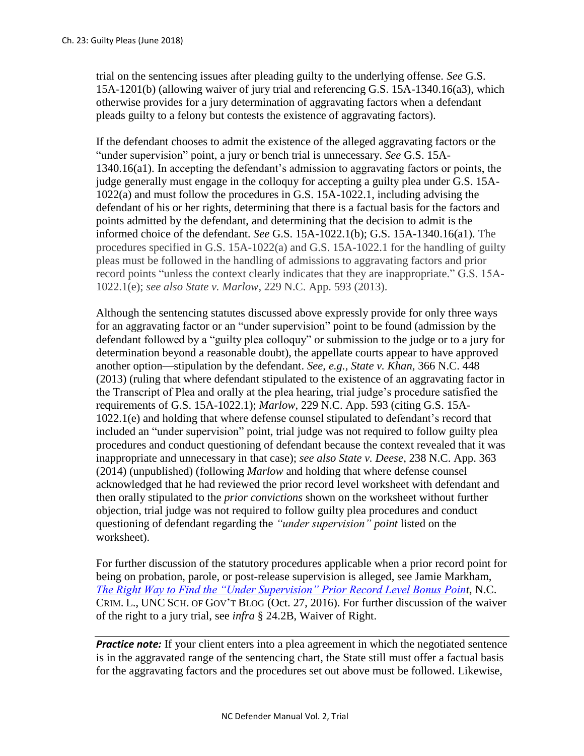trial on the sentencing issues after pleading guilty to the underlying offense. *See* G.S. 15A-1201(b) (allowing waiver of jury trial and referencing G.S. 15A-1340.16(a3), which otherwise provides for a jury determination of aggravating factors when a defendant pleads guilty to a felony but contests the existence of aggravating factors).

If the defendant chooses to admit the existence of the alleged aggravating factors or the "under supervision" point, a jury or bench trial is unnecessary. *See* G.S. 15A-1340.16(a1). In accepting the defendant's admission to aggravating factors or points, the judge generally must engage in the colloquy for accepting a guilty plea under G.S. 15A-1022(a) and must follow the procedures in G.S. 15A-1022.1, including advising the defendant of his or her rights, determining that there is a factual basis for the factors and points admitted by the defendant, and determining that the decision to admit is the informed choice of the defendant. *See* G.S. 15A-1022.1(b); G.S. 15A-1340.16(a1). The procedures specified in G.S. 15A-1022(a) and G.S. 15A-1022.1 for the handling of guilty pleas must be followed in the handling of admissions to aggravating factors and prior record points "unless the context clearly indicates that they are inappropriate." G.S. 15A-1022.1(e); *see also State v. Marlow*, 229 N.C. App. 593 (2013).

Although the sentencing statutes discussed above expressly provide for only three ways for an aggravating factor or an "under supervision" point to be found (admission by the defendant followed by a "guilty plea colloquy" or submission to the judge or to a jury for determination beyond a reasonable doubt), the appellate courts appear to have approved another option—stipulation by the defendant. *See, e.g., State v. Khan*, 366 N.C. 448 (2013) (ruling that where defendant stipulated to the existence of an aggravating factor in the Transcript of Plea and orally at the plea hearing, trial judge's procedure satisfied the requirements of G.S. 15A-1022.1); *Marlow*, 229 N.C. App. 593 (citing G.S. 15A-1022.1(e) and holding that where defense counsel stipulated to defendant's record that included an "under supervision" point, trial judge was not required to follow guilty plea procedures and conduct questioning of defendant because the context revealed that it was inappropriate and unnecessary in that case); *see also State v. Deese*, 238 N.C. App. 363 (2014) (unpublished) (following *Marlow* and holding that where defense counsel acknowledged that he had reviewed the prior record level worksheet with defendant and then orally stipulated to the *prior convictions* shown on the worksheet without further objection, trial judge was not required to follow guilty plea procedures and conduct questioning of defendant regarding the *"under supervision" point* listed on the worksheet).

For further discussion of the statutory procedures applicable when a prior record point for being on probation, parole, or post-release supervision is alleged, see Jamie Markham, *The Right Way to Find the "Under Supervision" Prior Record Level Bonus Point*, N.C. CRIM. L., UNC SCH. OF GOV'T BLOG (Oct. 27, 2016). For further discussion of the waiver of the right to a jury trial, see *infra* § 24.2B, Waiver of Right.

***Practice note:*** If your client enters into a plea agreement in which the negotiated sentence is in the aggravated range of the sentencing chart, the State still must offer a factual basis for the aggravating factors and the procedures set out above must be followed. Likewise,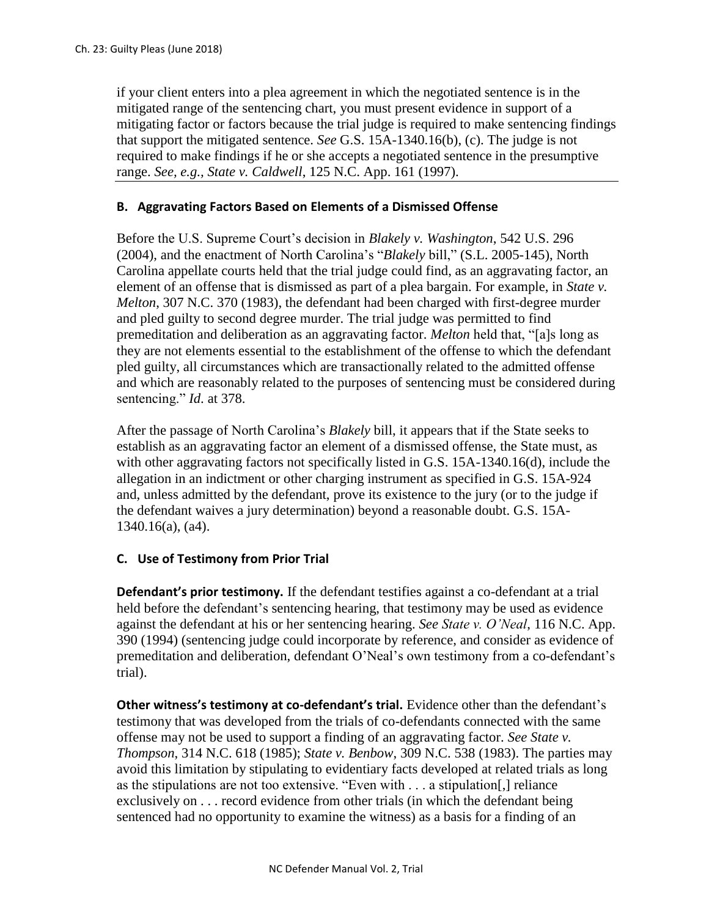if your client enters into a plea agreement in which the negotiated sentence is in the mitigated range of the sentencing chart, you must present evidence in support of a mitigating factor or factors because the trial judge is required to make sentencing findings that support the mitigated sentence. *See* G.S. 15A-1340.16(b), (c). The judge is not required to make findings if he or she accepts a negotiated sentence in the presumptive range. *See, e.g., State v. Caldwell*, 125 N.C. App. 161 (1997).

### B. Aggravating Factors Based on Elements of a Dismissed Offense

Before the U.S. Supreme Court's decision in *Blakely v. Washington*, 542 U.S. 296 (2004), and the enactment of North Carolina's "*Blakely* bill," (S.L. 2005-145), North Carolina appellate courts held that the trial judge could find, as an aggravating factor, an element of an offense that is dismissed as part of a plea bargain. For example, in *State v. Melton*, 307 N.C. 370 (1983), the defendant had been charged with first-degree murder and pled guilty to second degree murder. The trial judge was permitted to find premeditation and deliberation as an aggravating factor. *Melton* held that, "[a]s long as they are not elements essential to the establishment of the offense to which the defendant pled guilty, all circumstances which are transactionally related to the admitted offense and which are reasonably related to the purposes of sentencing must be considered during sentencing." *Id*. at 378.

After the passage of North Carolina's *Blakely* bill, it appears that if the State seeks to establish as an aggravating factor an element of a dismissed offense, the State must, as with other aggravating factors not specifically listed in G.S. 15A-1340.16(d), include the allegation in an indictment or other charging instrument as specified in G.S. 15A-924 and, unless admitted by the defendant, prove its existence to the jury (or to the judge if the defendant waives a jury determination) beyond a reasonable doubt. G.S. 15A-1340.16(a), (a4).

### C. Use of Testimony from Prior Trial

**Defendant's prior testimony.** If the defendant testifies against a co-defendant at a trial held before the defendant's sentencing hearing, that testimony may be used as evidence against the defendant at his or her sentencing hearing. *See State v. O'Neal*, 116 N.C. App. 390 (1994) (sentencing judge could incorporate by reference, and consider as evidence of premeditation and deliberation, defendant O'Neal's own testimony from a co-defendant's trial).

**Other witness's testimony at co-defendant's trial.** Evidence other than the defendant's testimony that was developed from the trials of co-defendants connected with the same offense may not be used to support a finding of an aggravating factor. *See State v. Thompson*, 314 N.C. 618 (1985); *State v. Benbow*, 309 N.C. 538 (1983). The parties may avoid this limitation by stipulating to evidentiary facts developed at related trials as long as the stipulations are not too extensive. "Even with . . . a stipulation[,] reliance exclusively on . . . record evidence from other trials (in which the defendant being sentenced had no opportunity to examine the witness) as a basis for a finding of an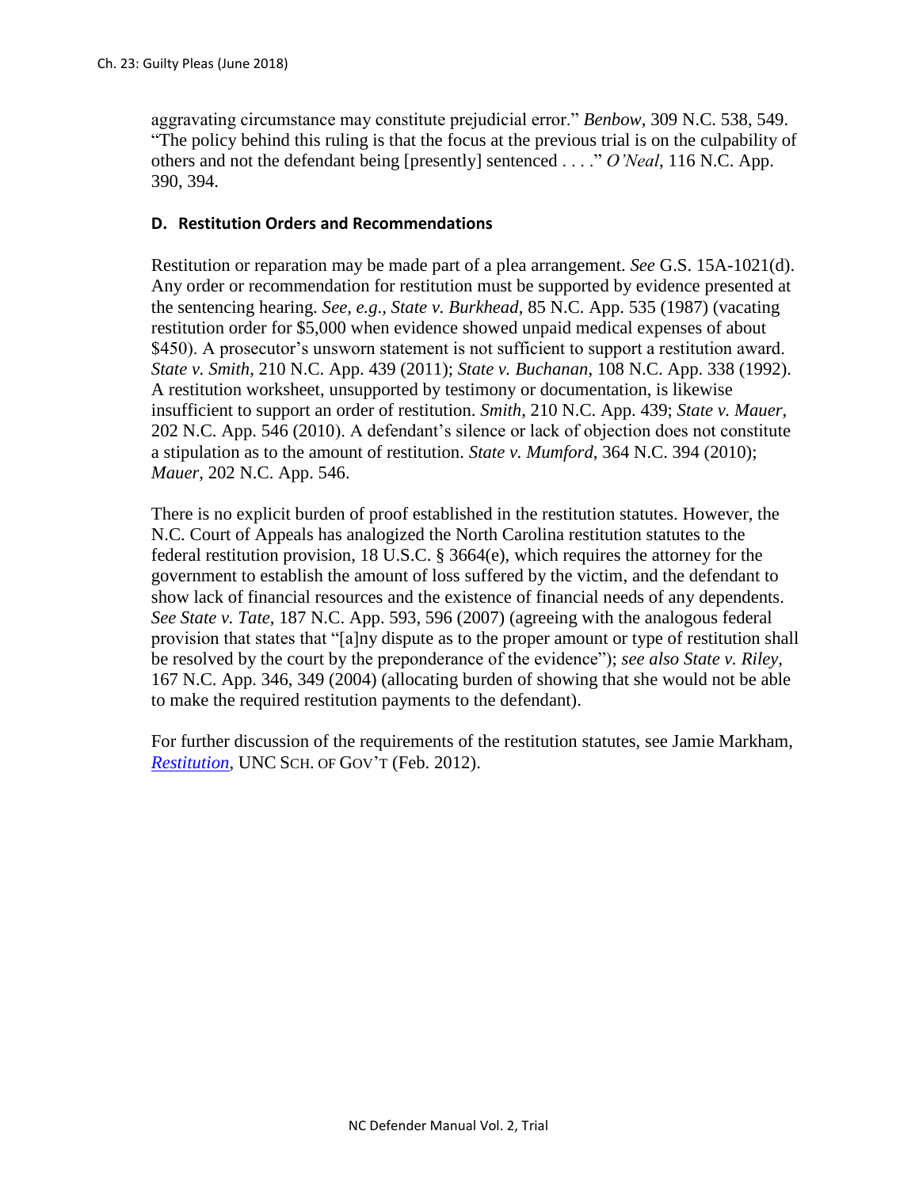aggravating circumstance may constitute prejudicial error." *Benbow*, 309 N.C. 538, 549. "The policy behind this ruling is that the focus at the previous trial is on the culpability of others and not the defendant being [presently] sentenced . . . ." *O'Neal*, 116 N.C. App. 390, 394.

### D. Restitution Orders and Recommendations

Restitution or reparation may be made part of a plea arrangement. *See* G.S. 15A-1021(d). Any order or recommendation for restitution must be supported by evidence presented at the sentencing hearing. *See, e.g.*, *State v. Burkhead*, 85 N.C. App. 535 (1987) (vacating restitution order for $5,000 when evidence showed unpaid medical expenses of about $450). A prosecutor's unsworn statement is not sufficient to support a restitution award. *State v. Smith*, 210 N.C. App. 439 (2011); *State v. Buchanan*, 108 N.C. App. 338 (1992). A restitution worksheet, unsupported by testimony or documentation, is likewise insufficient to support an order of restitution. *Smith*, 210 N.C. App. 439; *State v. Mauer*, 202 N.C. App. 546 (2010). A defendant's silence or lack of objection does not constitute a stipulation as to the amount of restitution. *State v. Mumford*, 364 N.C. 394 (2010); *Mauer*, 202 N.C. App. 546.

There is no explicit burden of proof established in the restitution statutes. However, the N.C. Court of Appeals has analogized the North Carolina restitution statutes to the federal restitution provision, 18 U.S.C. § 3664(e), which requires the attorney for the government to establish the amount of loss suffered by the victim, and the defendant to show lack of financial resources and the existence of financial needs of any dependents. *See State v. Tate*, 187 N.C. App. 593, 596 (2007) (agreeing with the analogous federal provision that states that "[a]ny dispute as to the proper amount or type of restitution shall be resolved by the court by the preponderance of the evidence"); *see also State v. Riley*, 167 N.C. App. 346, 349 (2004) (allocating burden of showing that she would not be able to make the required restitution payments to the defendant).

For further discussion of the requirements of the restitution statutes, see Jamie Markham, *Restitution*, UNC SCH. OF GOV'T (Feb. 2012).